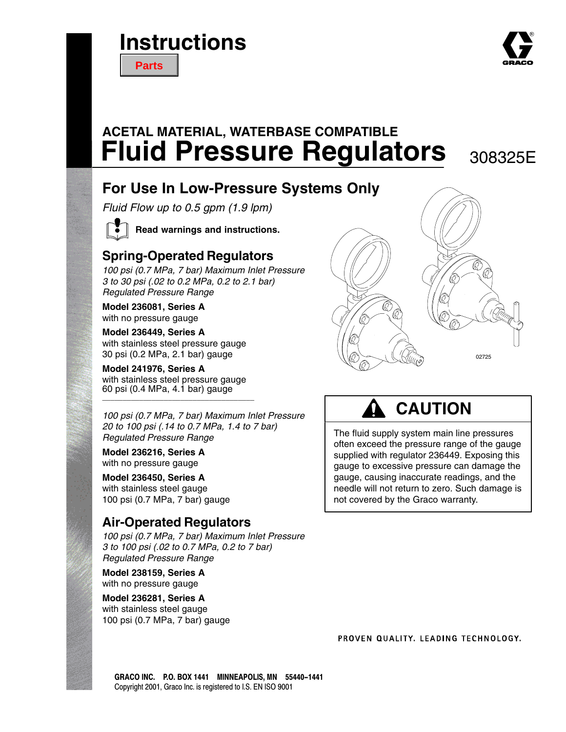# Instructions

**Parts**

**GRACO**

## ACETAL MATERIAL, WATERBASE COMPATIBLE

# Fluid Pressure Regulators

308325E

## For Use In Low-Pressure Systems Only

*Fluid Flow up to 0.5 gpm (1.9 lpm)*

**Read warnings and instructions.**

## Spring-Operated Regulators

*100 psi (0.7 MPa, 7 bar) Maximum Inlet Pressure*
*3 to 30 psi (.02 to 0.2 MPa, 0.2 to 2.1 bar) Regulated Pressure Range*

**Model 236081, Series A**
with no pressure gauge

**Model 236449, Series A**
with stainless steel pressure gauge
30 psi (0.2 MPa, 2.1 bar) gauge

**Model 241976, Series A**
with stainless steel pressure gauge
60 psi (0.4 MPa, 4.1 bar) gauge

---

*100 psi (0.7 MPa, 7 bar) Maximum Inlet Pressure*
*20 to 100 psi (.14 to 0.7 MPa, 1.4 to 7 bar) Regulated Pressure Range*

**Model 236216, Series A**
with no pressure gauge

**Model 236450, Series A**
with stainless steel gauge
100 psi (0.7 MPa, 7 bar) gauge

## Air-Operated Regulators

*100 psi (0.7 MPa, 7 bar) Maximum Inlet Pressure*
*3 to 100 psi (.02 to 0.7 MPa, 0.2 to 7 bar) Regulated Pressure Range*

**Model 238159, Series A**
with no pressure gauge

**Model 236281, Series A**
with stainless steel gauge
100 psi (0.7 MPa, 7 bar) gauge

02725

### CAUTION

The fluid supply system main line pressures often exceed the pressure range of the gauge supplied with regulator 236449. Exposing this gauge to excessive pressure can damage the gauge, causing inaccurate readings, and the needle will not return to zero. Such damage is not covered by the Graco warranty.

PROVEN QUALITY. LEADING TECHNOLOGY.

**GRACO INC. P.O. BOX 1441 MINNEAPOLIS, MN 55440–1441**
Copyright 2001, Graco Inc. is registered to I.S. EN ISO 9001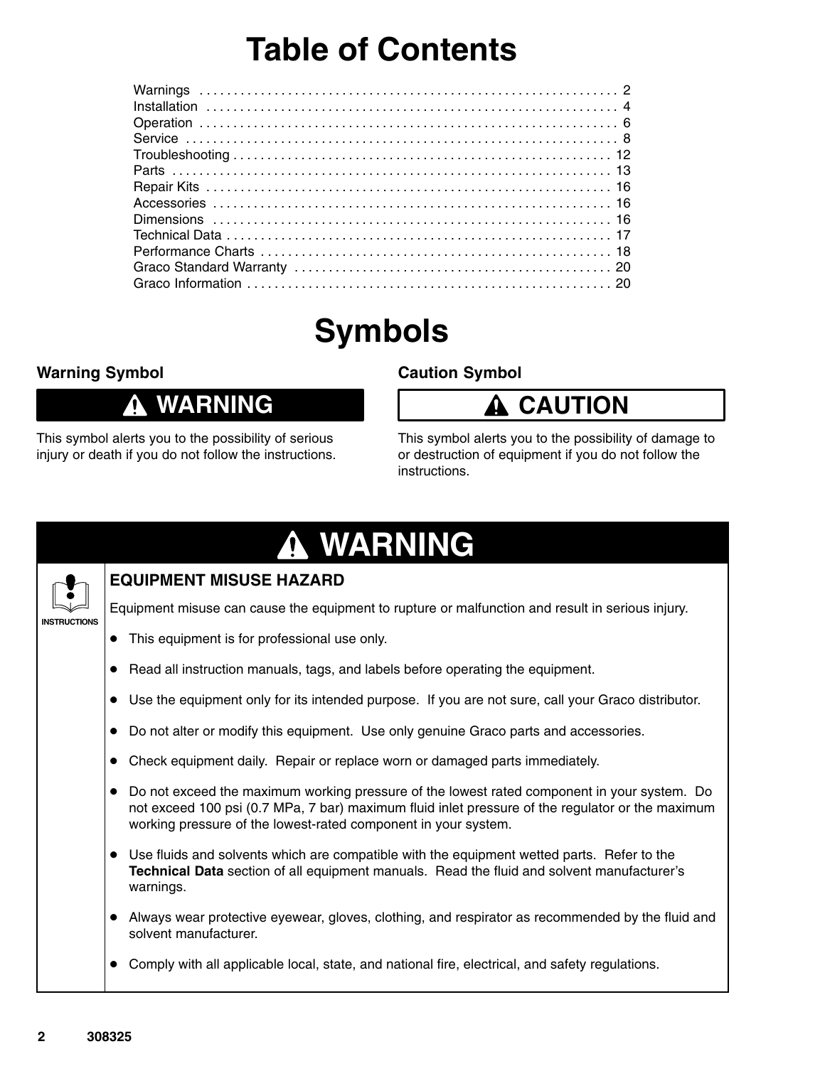# Table of Contents

| Section | Page |
|---|---|
| Warnings | 2 |
| Installation | 4 |
| Operation | 6 |
| Service | 8 |
| Troubleshooting | 12 |
| Parts | 13 |
| Repair Kits | 16 |
| Accessories | 16 |
| Dimensions | 16 |
| Technical Data | 17 |
| Performance Charts | 18 |
| Graco Standard Warranty | 20 |
| Graco Information | 20 |

# Symbols

## Warning Symbol

**WARNING**

This symbol alerts you to the possibility of serious injury or death if you do not follow the instructions.

## Caution Symbol

**CAUTION**

This symbol alerts you to the possibility of damage to or destruction of equipment if you do not follow the instructions.

# WARNING

INSTRUCTIONS

### EQUIPMENT MISUSE HAZARD

Equipment misuse can cause the equipment to rupture or malfunction and result in serious injury.

- This equipment is for professional use only.
- Read all instruction manuals, tags, and labels before operating the equipment.
- Use the equipment only for its intended purpose. If you are not sure, call your Graco distributor.
- Do not alter or modify this equipment. Use only genuine Graco parts and accessories.
- Check equipment daily. Repair or replace worn or damaged parts immediately.
- Do not exceed the maximum working pressure of the lowest rated component in your system. Do not exceed 100 psi (0.7 MPa, 7 bar) maximum fluid inlet pressure of the regulator or the maximum working pressure of the lowest-rated component in your system.
- Use fluids and solvents which are compatible with the equipment wetted parts. Refer to the **Technical Data** section of all equipment manuals. Read the fluid and solvent manufacturer's warnings.
- Always wear protective eyewear, gloves, clothing, and respirator as recommended by the fluid and solvent manufacturer.
- Comply with all applicable local, state, and national fire, electrical, and safety regulations.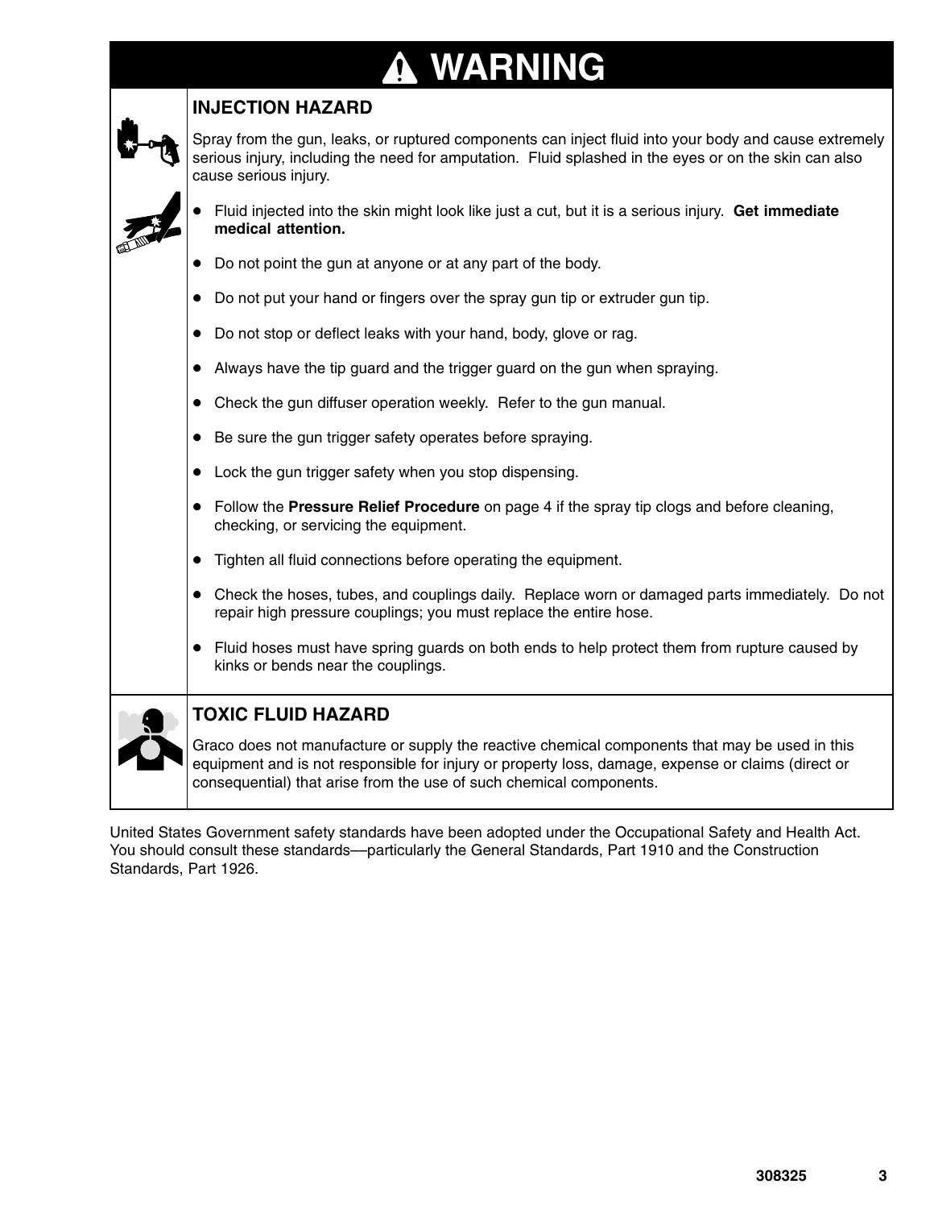# WARNING

## INJECTION HAZARD

Spray from the gun, leaks, or ruptured components can inject fluid into your body and cause extremely serious injury, including the need for amputation. Fluid splashed in the eyes or on the skin can also cause serious injury.

- Fluid injected into the skin might look like just a cut, but it is a serious injury. **Get immediate medical attention.**
- Do not point the gun at anyone or at any part of the body.
- Do not put your hand or fingers over the spray gun tip or extruder gun tip.
- Do not stop or deflect leaks with your hand, body, glove or rag.
- Always have the tip guard and the trigger guard on the gun when spraying.
- Check the gun diffuser operation weekly. Refer to the gun manual.
- Be sure the gun trigger safety operates before spraying.
- Lock the gun trigger safety when you stop dispensing.
- Follow the **Pressure Relief Procedure** on page 4 if the spray tip clogs and before cleaning, checking, or servicing the equipment.
- Tighten all fluid connections before operating the equipment.
- Check the hoses, tubes, and couplings daily. Replace worn or damaged parts immediately. Do not repair high pressure couplings; you must replace the entire hose.
- Fluid hoses must have spring guards on both ends to help protect them from rupture caused by kinks or bends near the couplings.

## TOXIC FLUID HAZARD

Graco does not manufacture or supply the reactive chemical components that may be used in this equipment and is not responsible for injury or property loss, damage, expense or claims (direct or consequential) that arise from the use of such chemical components.

United States Government safety standards have been adopted under the Occupational Safety and Health Act. You should consult these standards—particularly the General Standards, Part 1910 and the Construction Standards, Part 1926.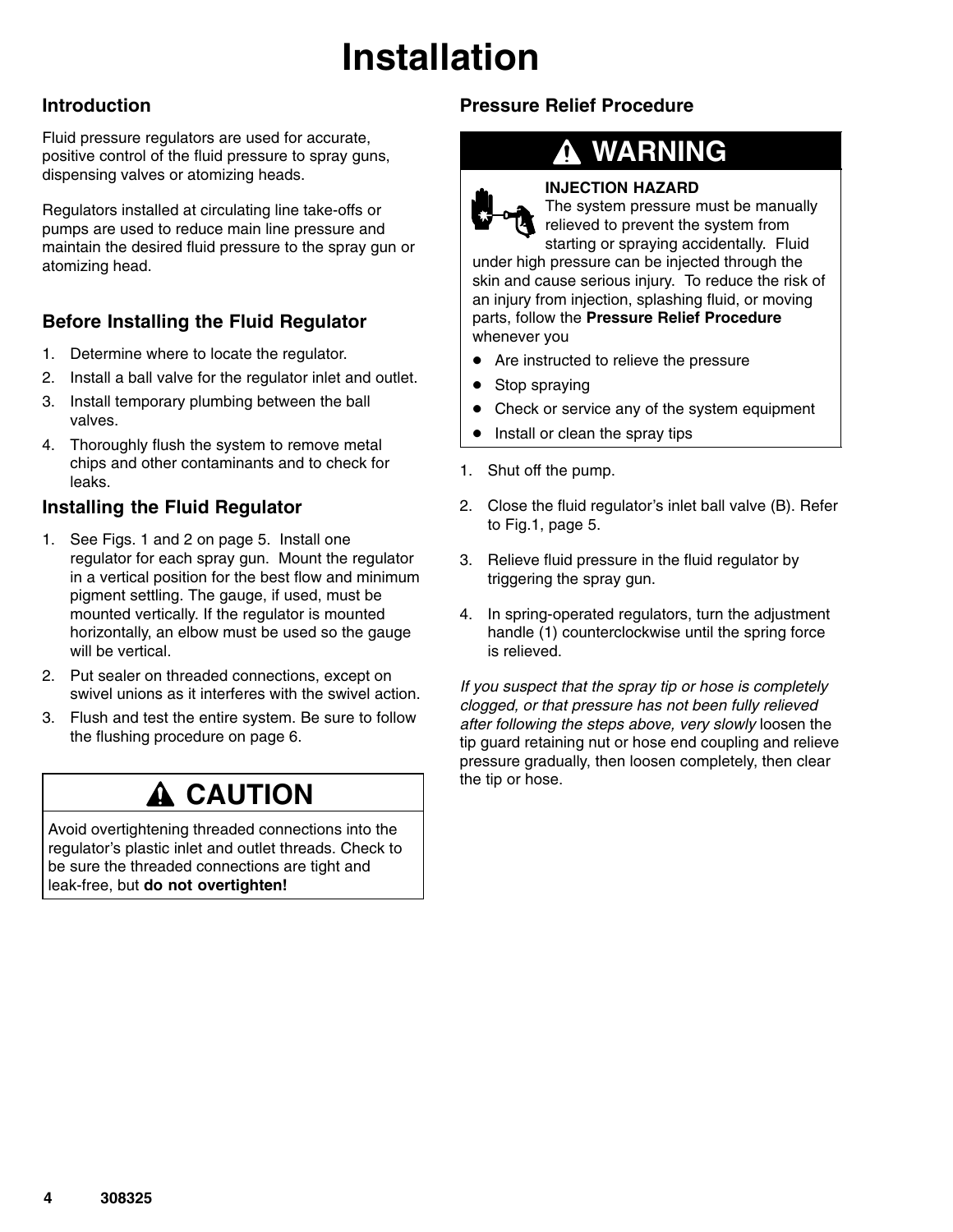# Installation

## Introduction

Fluid pressure regulators are used for accurate, positive control of the fluid pressure to spray guns, dispensing valves or atomizing heads.

Regulators installed at circulating line take-offs or pumps are used to reduce main line pressure and maintain the desired fluid pressure to the spray gun or atomizing head.

## Before Installing the Fluid Regulator

1. Determine where to locate the regulator.
2. Install a ball valve for the regulator inlet and outlet.
3. Install temporary plumbing between the ball valves.
4. Thoroughly flush the system to remove metal chips and other contaminants and to check for leaks.

## Installing the Fluid Regulator

1. See Figs. 1 and 2 on page 5. Install one regulator for each spray gun. Mount the regulator in a vertical position for the best flow and minimum pigment settling. The gauge, if used, must be mounted vertically. If the regulator is mounted horizontally, an elbow must be used so the gauge will be vertical.
2. Put sealer on threaded connections, except on swivel unions as it interferes with the swivel action.
3. Flush and test the entire system. Be sure to follow the flushing procedure on page 6.

> **⚠ CAUTION**
>
> Avoid overtightening threaded connections into the regulator's plastic inlet and outlet threads. Check to be sure the threaded connections are tight and leak-free, but **do not overtighten!**

## Pressure Relief Procedure

> **⚠ WARNING**
>
> **INJECTION HAZARD**
> The system pressure must be manually relieved to prevent the system from starting or spraying accidentally. Fluid under high pressure can be injected through the skin and cause serious injury. To reduce the risk of an injury from injection, splashing fluid, or moving parts, follow the **Pressure Relief Procedure** whenever you
>
> - Are instructed to relieve the pressure
> - Stop spraying
> - Check or service any of the system equipment
> - Install or clean the spray tips

1. Shut off the pump.
2. Close the fluid regulator's inlet ball valve (B). Refer to Fig.1, page 5.
3. Relieve fluid pressure in the fluid regulator by triggering the spray gun.
4. In spring-operated regulators, turn the adjustment handle (1) counterclockwise until the spring force is relieved.

*If you suspect that the spray tip or hose is completely clogged, or that pressure has not been fully relieved after following the steps above, very slowly* loosen the tip guard retaining nut or hose end coupling and relieve pressure gradually, then loosen completely, then clear the tip or hose.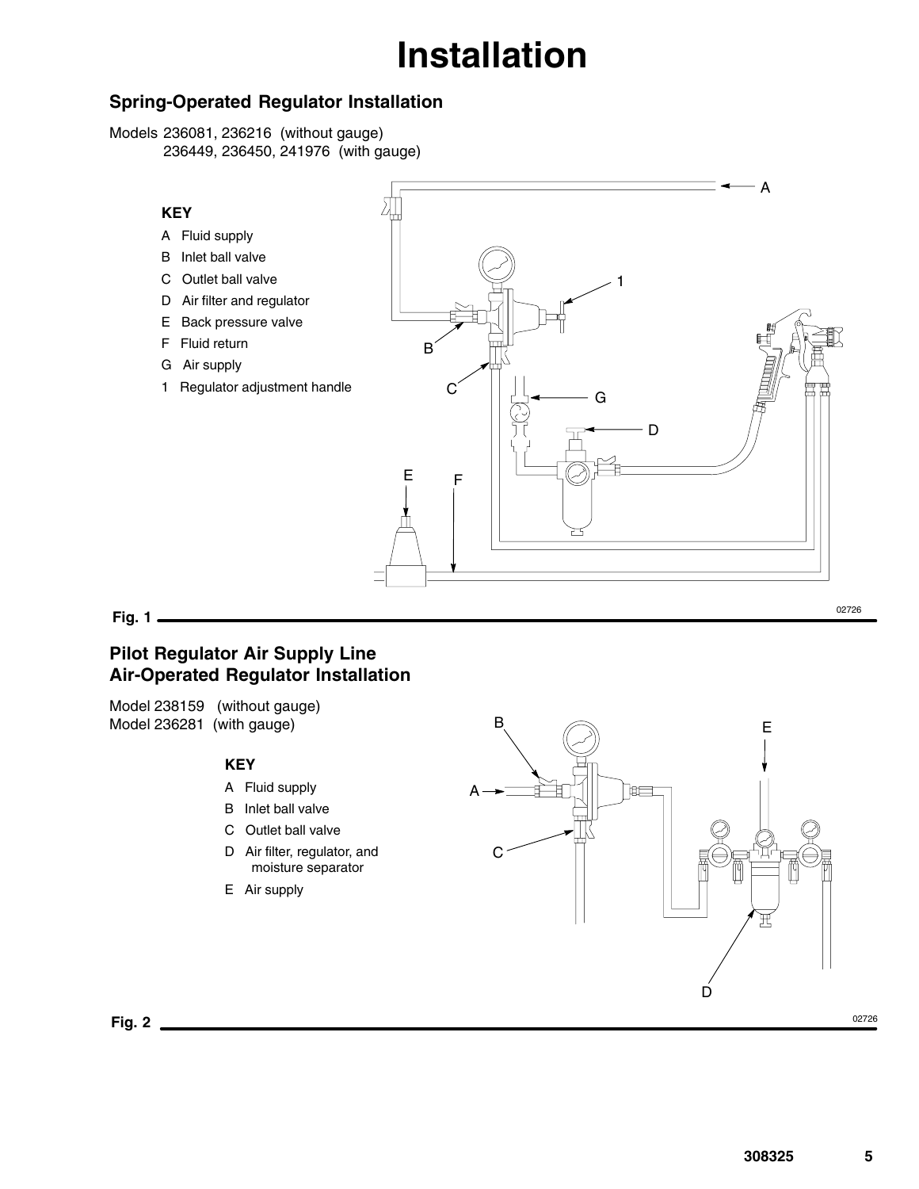# Installation

## Spring-Operated Regulator Installation

Models 236081, 236216 (without gauge)
236449, 236450, 241976 (with gauge)

**KEY**

- A Fluid supply
- B Inlet ball valve
- C Outlet ball valve
- D Air filter and regulator
- E Back pressure valve
- F Fluid return
- G Air supply
- 1 Regulator adjustment handle

**Fig. 1**

## Pilot Regulator Air Supply Line Air-Operated Regulator Installation

Model 238159 (without gauge)
Model 236281 (with gauge)

**KEY**

- A Fluid supply
- B Inlet ball valve
- C Outlet ball valve
- D Air filter, regulator, and moisture separator
- E Air supply

**Fig. 2**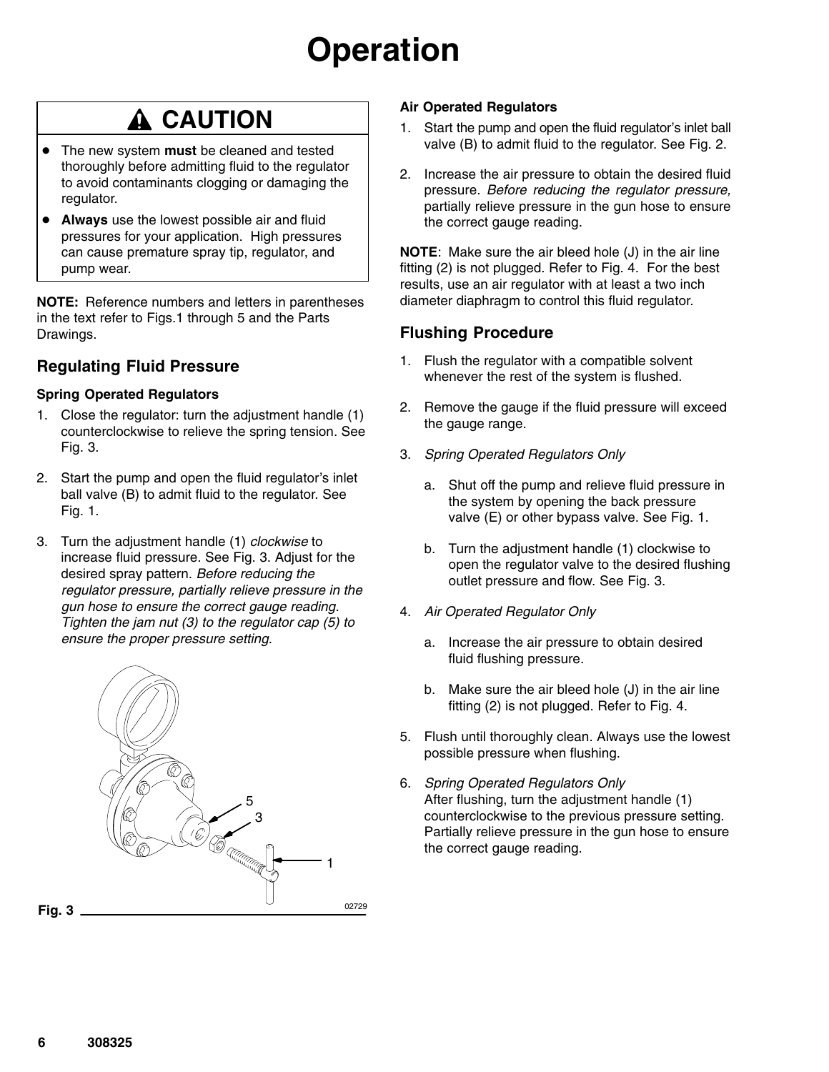# Operation

> **⚠ CAUTION**
>
> - The new system **must** be cleaned and tested thoroughly before admitting fluid to the regulator to avoid contaminants clogging or damaging the regulator.
> - **Always** use the lowest possible air and fluid pressures for your application. High pressures can cause premature spray tip, regulator, and pump wear.

**NOTE:** Reference numbers and letters in parentheses in the text refer to Figs.1 through 5 and the Parts Drawings.

## Regulating Fluid Pressure

### Spring Operated Regulators

1. Close the regulator: turn the adjustment handle (1) counterclockwise to relieve the spring tension. See Fig. 3.
2. Start the pump and open the fluid regulator's inlet ball valve (B) to admit fluid to the regulator. See Fig. 1.
3. Turn the adjustment handle (1) *clockwise* to increase fluid pressure. See Fig. 3. Adjust for the desired spray pattern. *Before reducing the regulator pressure, partially relieve pressure in the gun hose to ensure the correct gauge reading. Tighten the jam nut (3) to the regulator cap (5) to ensure the proper pressure setting.*

Fig. 3

### Air Operated Regulators

1. Start the pump and open the fluid regulator's inlet ball valve (B) to admit fluid to the regulator. See Fig. 2.
2. Increase the air pressure to obtain the desired fluid pressure. *Before reducing the regulator pressure,* partially relieve pressure in the gun hose to ensure the correct gauge reading.

**NOTE**: Make sure the air bleed hole (J) in the air line fitting (2) is not plugged. Refer to Fig. 4. For the best results, use an air regulator with at least a two inch diameter diaphragm to control this fluid regulator.

## Flushing Procedure

1. Flush the regulator with a compatible solvent whenever the rest of the system is flushed.
2. Remove the gauge if the fluid pressure will exceed the gauge range.
3. *Spring Operated Regulators Only*
   a. Shut off the pump and relieve fluid pressure in the system by opening the back pressure valve (E) or other bypass valve. See Fig. 1.
   b. Turn the adjustment handle (1) clockwise to open the regulator valve to the desired flushing outlet pressure and flow. See Fig. 3.
4. *Air Operated Regulator Only*
   a. Increase the air pressure to obtain desired fluid flushing pressure.
   b. Make sure the air bleed hole (J) in the air line fitting (2) is not plugged. Refer to Fig. 4.
5. Flush until thoroughly clean. Always use the lowest possible pressure when flushing.
6. *Spring Operated Regulators Only*
   After flushing, turn the adjustment handle (1) counterclockwise to the previous pressure setting. Partially relieve pressure in the gun hose to ensure the correct gauge reading.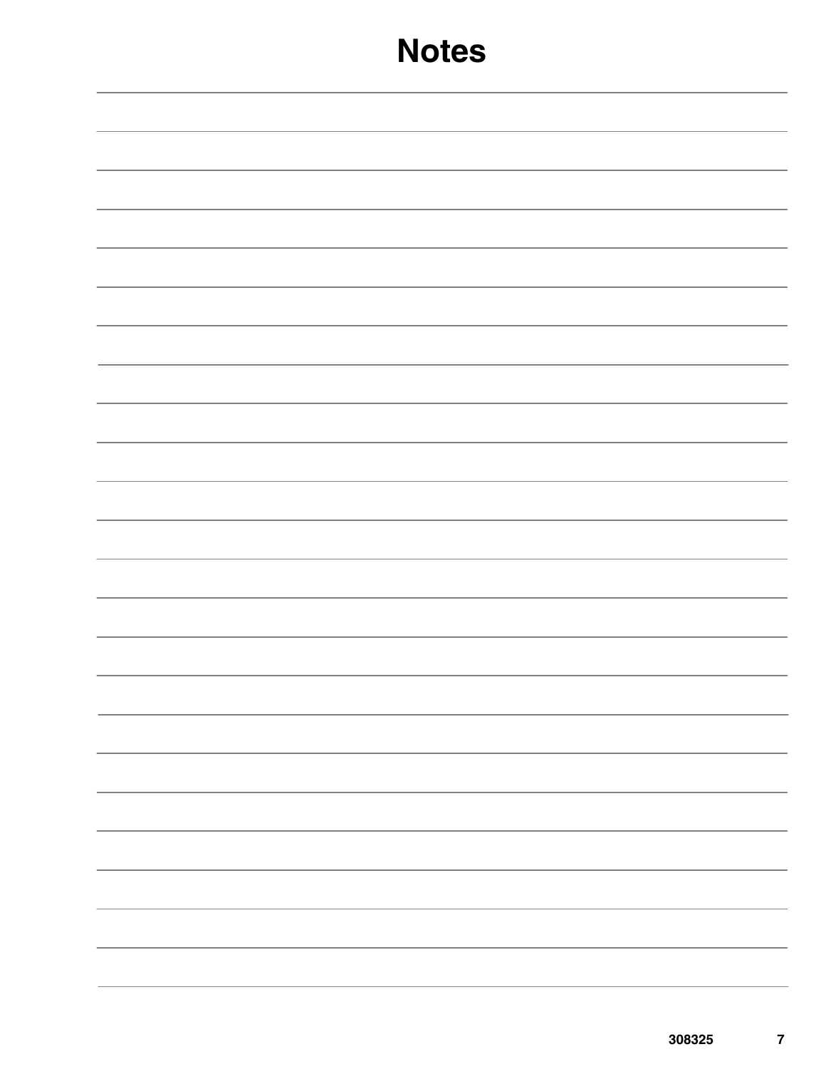# Notes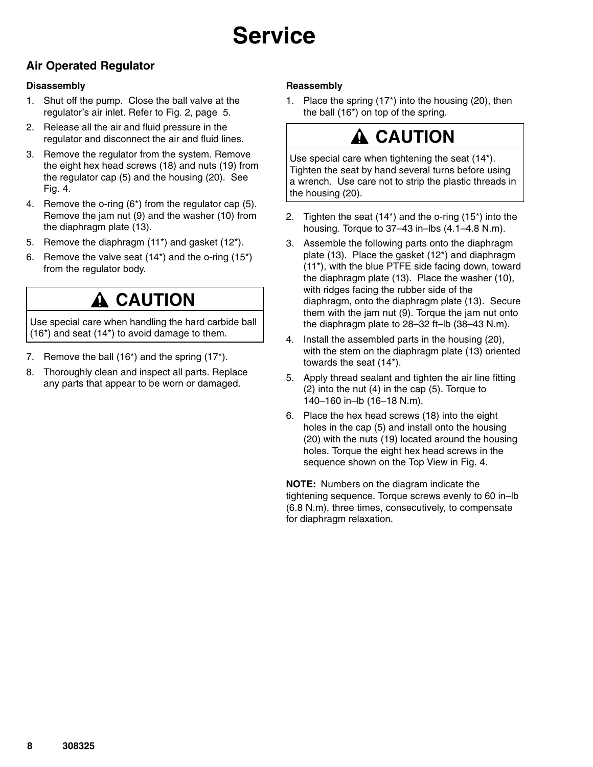# Service

## Air Operated Regulator

### Disassembly

1. Shut off the pump. Close the ball valve at the regulator's air inlet. Refer to Fig. 2, page 5.
2. Release all the air and fluid pressure in the regulator and disconnect the air and fluid lines.
3. Remove the regulator from the system. Remove the eight hex head screws (18) and nuts (19) from the regulator cap (5) and the housing (20). See Fig. 4.
4. Remove the o-ring (6*) from the regulator cap (5). Remove the jam nut (9) and the washer (10) from the diaphragm plate (13).
5. Remove the diaphragm (11*) and gasket (12*).
6. Remove the valve seat (14*) and the o-ring (15*) from the regulator body.

> **⚠ CAUTION**
>
> Use special care when handling the hard carbide ball (16*) and seat (14*) to avoid damage to them.

7. Remove the ball (16*) and the spring (17*).
8. Thoroughly clean and inspect all parts. Replace any parts that appear to be worn or damaged.

### Reassembly

1. Place the spring (17*) into the housing (20), then the ball (16*) on top of the spring.

> **⚠ CAUTION**
>
> Use special care when tightening the seat (14*). Tighten the seat by hand several turns before using a wrench. Use care not to strip the plastic threads in the housing (20).

2. Tighten the seat (14*) and the o-ring (15*) into the housing. Torque to 37–43 in–lbs (4.1–4.8 N.m).
3. Assemble the following parts onto the diaphragm plate (13). Place the gasket (12*) and diaphragm (11*), with the blue PTFE side facing down, toward the diaphragm plate (13). Place the washer (10), with ridges facing the rubber side of the diaphragm, onto the diaphragm plate (13). Secure them with the jam nut (9). Torque the jam nut onto the diaphragm plate to 28–32 ft–lb (38–43 N.m).
4. Install the assembled parts in the housing (20), with the stem on the diaphragm plate (13) oriented towards the seat (14*).
5. Apply thread sealant and tighten the air line fitting (2) into the nut (4) in the cap (5). Torque to 140–160 in–lb (16–18 N.m).
6. Place the hex head screws (18) into the eight holes in the cap (5) and install onto the housing (20) with the nuts (19) located around the housing holes. Torque the eight hex head screws in the sequence shown on the Top View in Fig. 4.

**NOTE:** Numbers on the diagram indicate the tightening sequence. Torque screws evenly to 60 in–lb (6.8 N.m), three times, consecutively, to compensate for diaphragm relaxation.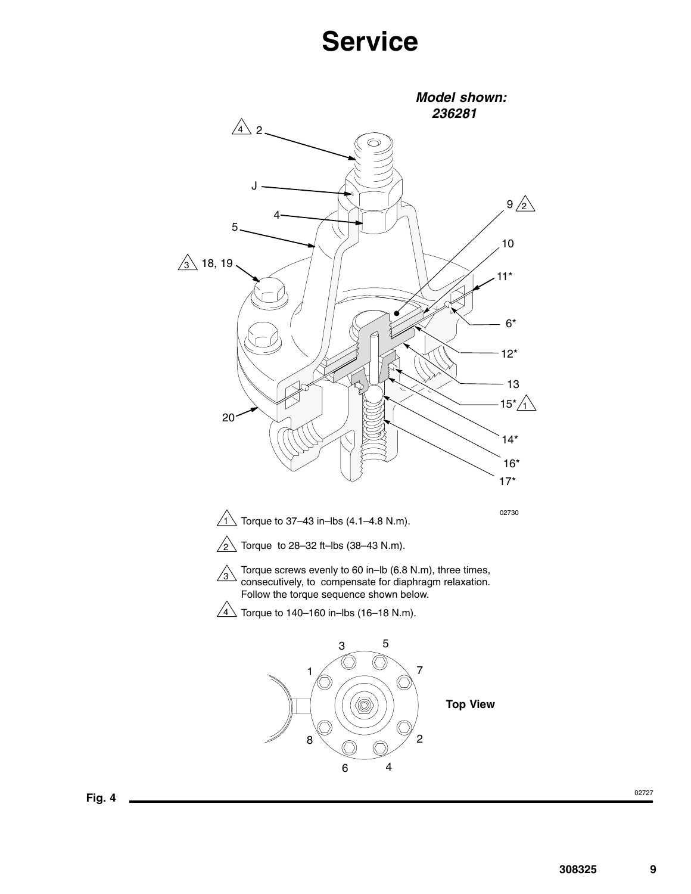# Service

***Model shown: 236281***

1. Torque to 37–43 in–lbs (4.1–4.8 N.m).
2. Torque to 28–32 ft–lbs (38–43 N.m).
3. Torque screws evenly to 60 in–lb (6.8 N.m), three times, consecutively, to compensate for diaphragm relaxation. Follow the torque sequence shown below.
4. Torque to 140–160 in–lbs (16–18 N.m).

**Top View**

**Fig. 4**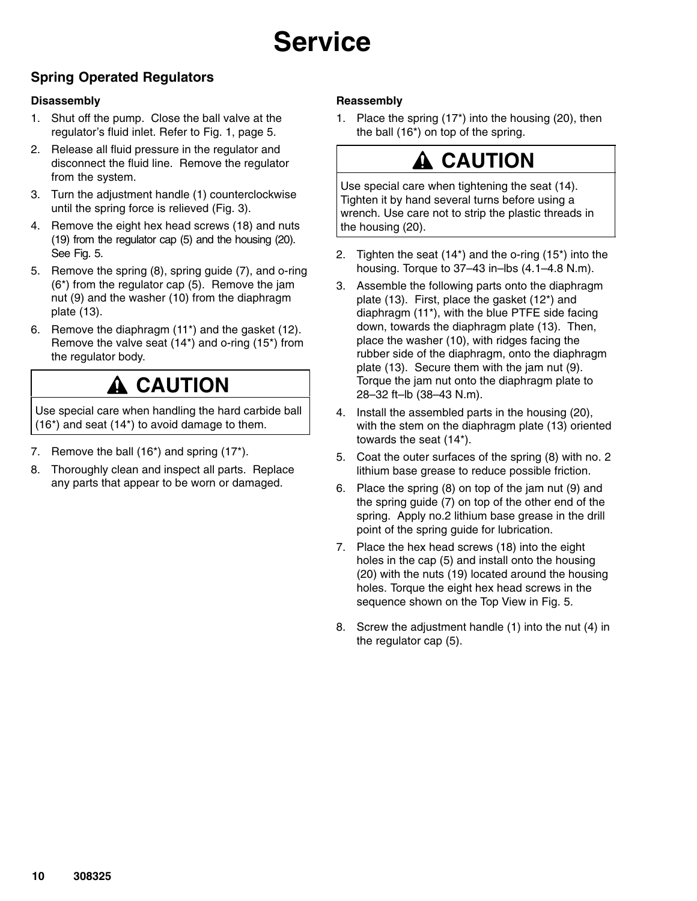# Service

## Spring Operated Regulators

### Disassembly

1. Shut off the pump. Close the ball valve at the regulator's fluid inlet. Refer to Fig. 1, page 5.
2. Release all fluid pressure in the regulator and disconnect the fluid line. Remove the regulator from the system.
3. Turn the adjustment handle (1) counterclockwise until the spring force is relieved (Fig. 3).
4. Remove the eight hex head screws (18) and nuts (19) from the regulator cap (5) and the housing (20). See Fig. 5.
5. Remove the spring (8), spring guide (7), and o-ring (6*) from the regulator cap (5). Remove the jam nut (9) and the washer (10) from the diaphragm plate (13).
6. Remove the diaphragm (11*) and the gasket (12). Remove the valve seat (14*) and o-ring (15*) from the regulator body.

> **⚠ CAUTION**
>
> Use special care when handling the hard carbide ball (16*) and seat (14*) to avoid damage to them.

7. Remove the ball (16*) and spring (17*).
8. Thoroughly clean and inspect all parts. Replace any parts that appear to be worn or damaged.

### Reassembly

1. Place the spring (17*) into the housing (20), then the ball (16*) on top of the spring.

> **⚠ CAUTION**
>
> Use special care when tightening the seat (14). Tighten it by hand several turns before using a wrench. Use care not to strip the plastic threads in the housing (20).

2. Tighten the seat (14*) and the o-ring (15*) into the housing. Torque to 37–43 in–lbs (4.1–4.8 N.m).
3. Assemble the following parts onto the diaphragm plate (13). First, place the gasket (12*) and diaphragm (11*), with the blue PTFE side facing down, towards the diaphragm plate (13). Then, place the washer (10), with ridges facing the rubber side of the diaphragm, onto the diaphragm plate (13). Secure them with the jam nut (9). Torque the jam nut onto the diaphragm plate to 28–32 ft–lb (38–43 N.m).
4. Install the assembled parts in the housing (20), with the stem on the diaphragm plate (13) oriented towards the seat (14*).
5. Coat the outer surfaces of the spring (8) with no. 2 lithium base grease to reduce possible friction.
6. Place the spring (8) on top of the jam nut (9) and the spring guide (7) on top of the other end of the spring. Apply no.2 lithium base grease in the drill point of the spring guide for lubrication.
7. Place the hex head screws (18) into the eight holes in the cap (5) and install onto the housing (20) with the nuts (19) located around the housing holes. Torque the eight hex head screws in the sequence shown on the Top View in Fig. 5.
8. Screw the adjustment handle (1) into the nut (4) in the regulator cap (5).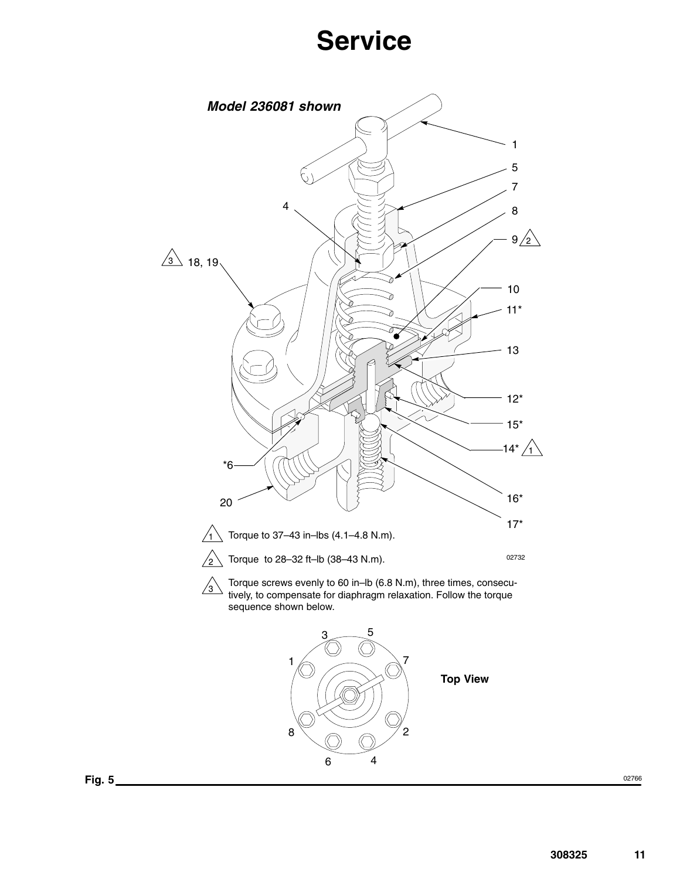# Service

*Model 236081 shown*

1
5
7
4
8
9 ⚠2
⚠3 18, 19
10
11*
13
12*
15*
14* ⚠1
*6
20
16*
17*

⚠1 Torque to 37–43 in–lbs (4.1–4.8 N.m).

⚠2 Torque to 28–32 ft–lb (38–43 N.m).

02732

⚠3 Torque screws evenly to 60 in–lb (6.8 N.m), three times, consecutively, to compensate for diaphragm relaxation. Follow the torque sequence shown below.

3 5
1 7
**Top View**
8 2
6 4

**Fig. 5**

02766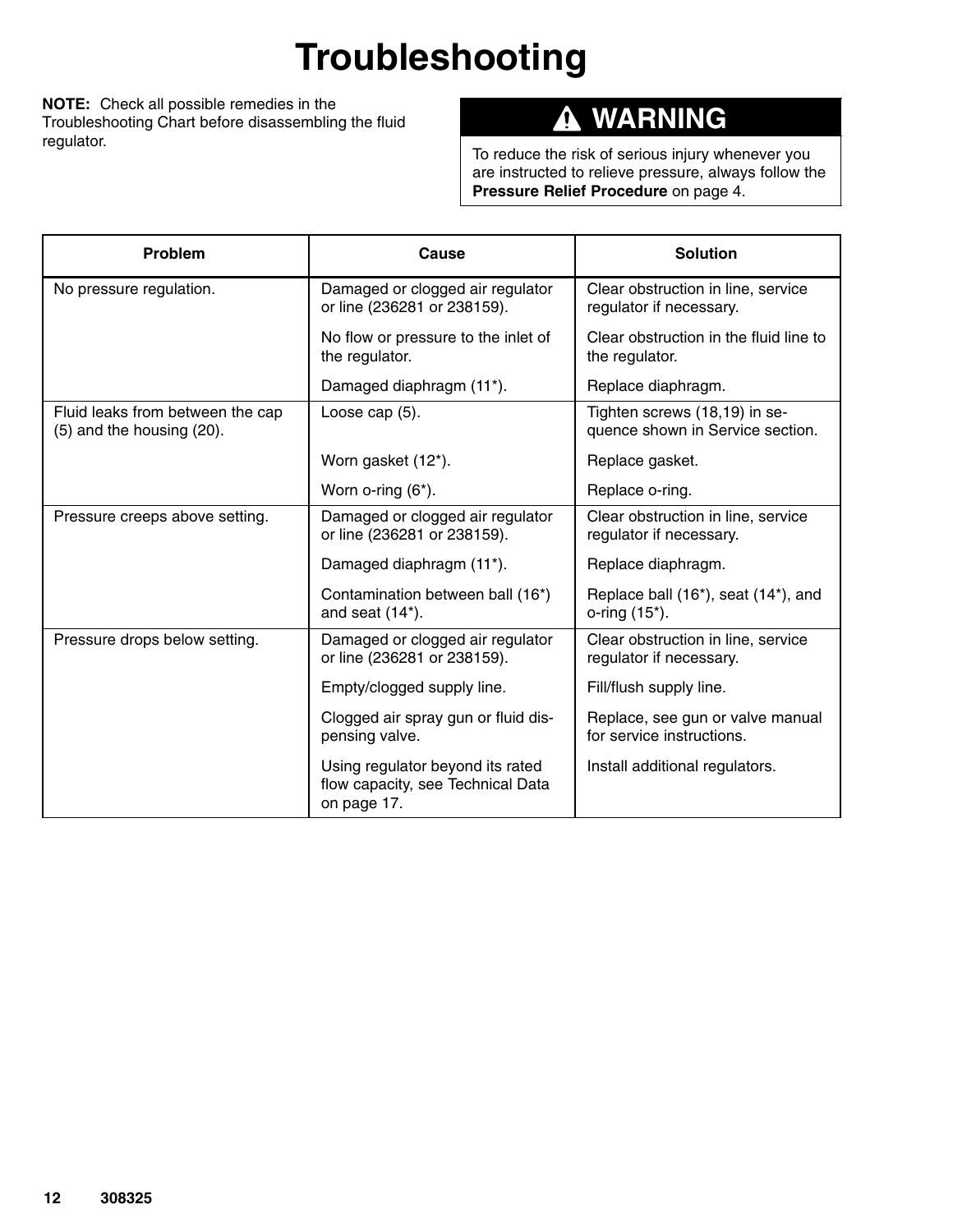# Troubleshooting

**NOTE:** Check all possible remedies in the Troubleshooting Chart before disassembling the fluid regulator.

## ⚠ WARNING

To reduce the risk of serious injury whenever you are instructed to relieve pressure, always follow the **Pressure Relief Procedure** on page 4.

| Problem | Cause | Solution |
|---|---|---|
| No pressure regulation. | Damaged or clogged air regulator or line (236281 or 238159). | Clear obstruction in line, service regulator if necessary. |
| | No flow or pressure to the inlet of the regulator. | Clear obstruction in the fluid line to the regulator. |
| | Damaged diaphragm (11*). | Replace diaphragm. |
| Fluid leaks from between the cap (5) and the housing (20). | Loose cap (5). | Tighten screws (18,19) in sequence shown in Service section. |
| | Worn gasket (12*). | Replace gasket. |
| | Worn o-ring (6*). | Replace o-ring. |
| Pressure creeps above setting. | Damaged or clogged air regulator or line (236281 or 238159). | Clear obstruction in line, service regulator if necessary. |
| | Damaged diaphragm (11*). | Replace diaphragm. |
| | Contamination between ball (16*) and seat (14*). | Replace ball (16*), seat (14*), and o-ring (15*). |
| Pressure drops below setting. | Damaged or clogged air regulator or line (236281 or 238159). | Clear obstruction in line, service regulator if necessary. |
| | Empty/clogged supply line. | Fill/flush supply line. |
| | Clogged air spray gun or fluid dispensing valve. | Replace, see gun or valve manual for service instructions. |
| | Using regulator beyond its rated flow capacity, see Technical Data on page 17. | Install additional regulators. |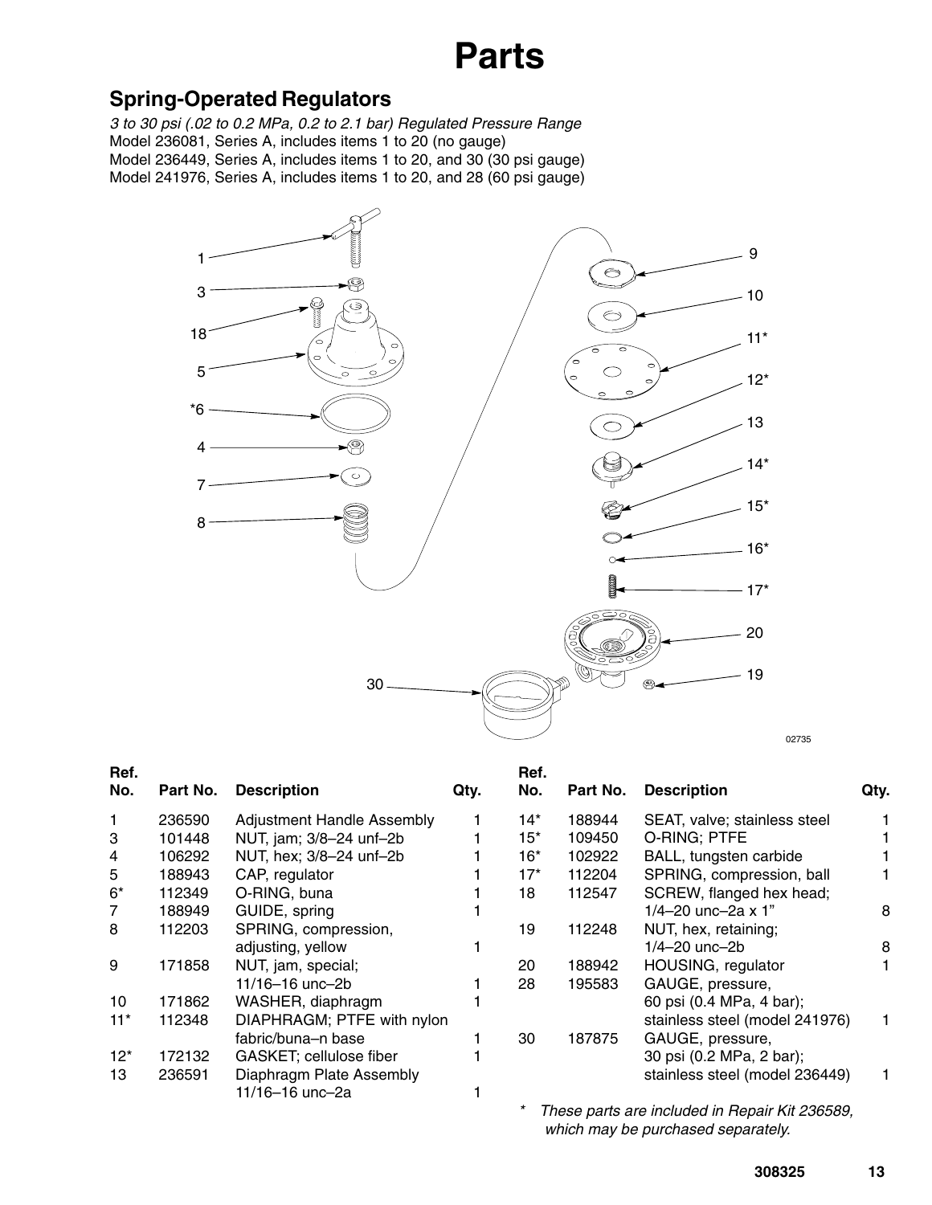# Parts

## Spring-Operated Regulators

*3 to 30 psi (.02 to 0.2 MPa, 0.2 to 2.1 bar) Regulated Pressure Range*
Model 236081, Series A, includes items 1 to 20 (no gauge)
Model 236449, Series A, includes items 1 to 20, and 30 (30 psi gauge)
Model 241976, Series A, includes items 1 to 20, and 28 (60 psi gauge)

02735

| Ref. No. | Part No. | Description | Qty. |
|---|---|---|---|
| 1 | 236590 | Adjustment Handle Assembly | 1 |
| 3 | 101448 | NUT, jam; 3/8–24 unf–2b | 1 |
| 4 | 106292 | NUT, hex; 3/8–24 unf–2b | 1 |
| 5 | 188943 | CAP, regulator | 1 |
| 6* | 112349 | O-RING, buna | 1 |
| 7 | 188949 | GUIDE, spring | 1 |
| 8 | 112203 | SPRING, compression, adjusting, yellow | 1 |
| 9 | 171858 | NUT, jam, special; 11/16–16 unc–2b | 1 |
| 10 | 171862 | WASHER, diaphragm | 1 |
| 11* | 112348 | DIAPHRAGM; PTFE with nylon fabric/buna–n base | 1 |
| 12* | 172132 | GASKET; cellulose fiber | 1 |
| 13 | 236591 | Diaphragm Plate Assembly 11/16–16 unc–2a | 1 |
| 14* | 188944 | SEAT, valve; stainless steel | 1 |
| 15* | 109450 | O-RING; PTFE | 1 |
| 16* | 102922 | BALL, tungsten carbide | 1 |
| 17* | 112204 | SPRING, compression, ball | 1 |
| 18 | 112547 | SCREW, flanged hex head; 1/4–20 unc–2a x 1" | 8 |
| 19 | 112248 | NUT, hex, retaining; 1/4–20 unc–2b | 8 |
| 20 | 188942 | HOUSING, regulator | 1 |
| 28 | 195583 | GAUGE, pressure, 60 psi (0.4 MPa, 4 bar); stainless steel (model 241976) | 1 |
| 30 | 187875 | GAUGE, pressure, 30 psi (0.2 MPa, 2 bar); stainless steel (model 236449) | 1 |

*\* These parts are included in Repair Kit 236589, which may be purchased separately.*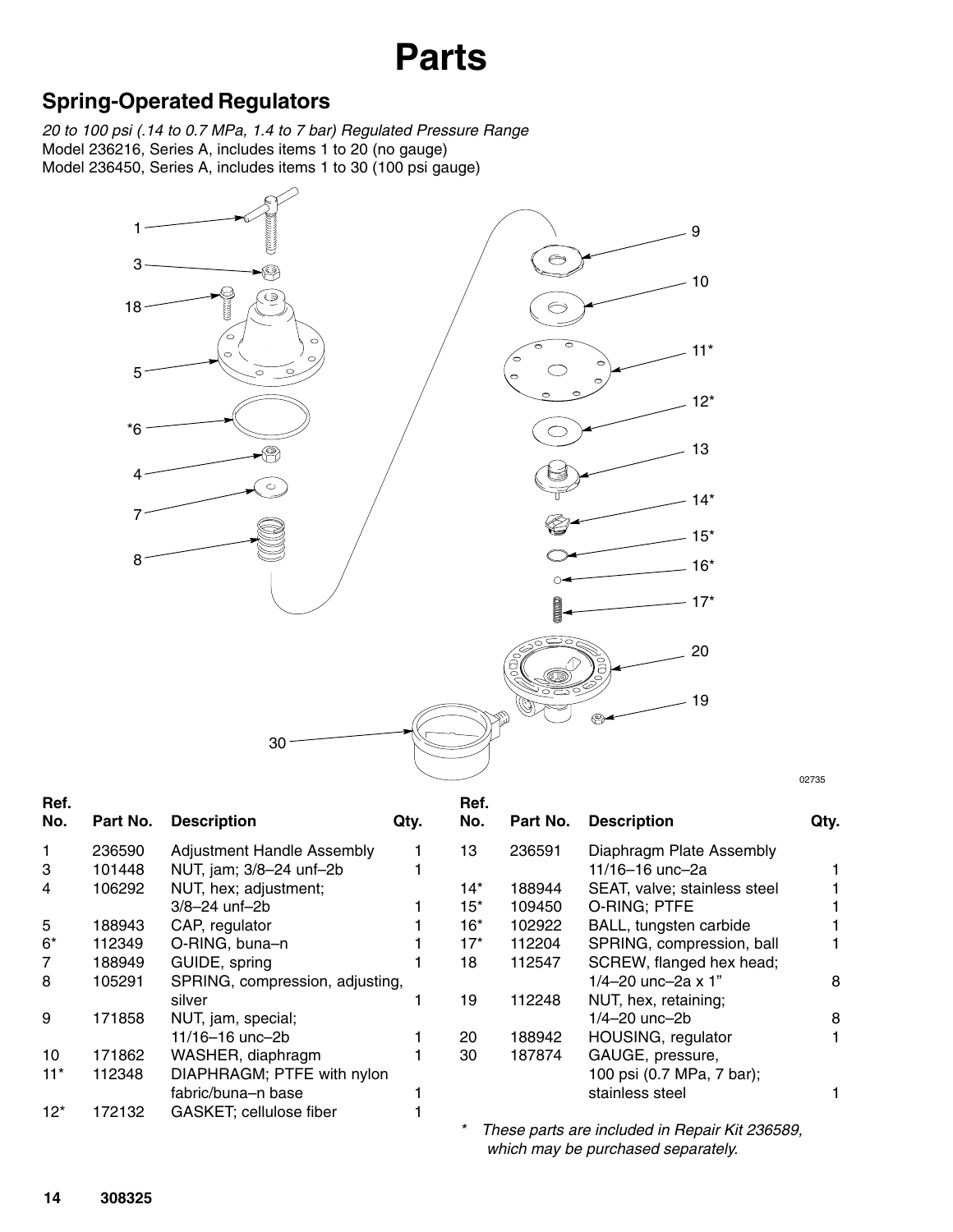# Parts

## Spring-Operated Regulators

*20 to 100 psi (.14 to 0.7 MPa, 1.4 to 7 bar) Regulated Pressure Range*
Model 236216, Series A, includes items 1 to 20 (no gauge)
Model 236450, Series A, includes items 1 to 30 (100 psi gauge)

02735

| Ref. No. | Part No. | Description | Qty. |
|---|---|---|---|
| 1 | 236590 | Adjustment Handle Assembly | 1 |
| 3 | 101448 | NUT, jam; 3/8–24 unf–2b | 1 |
| 4 | 106292 | NUT, hex; adjustment; 3/8–24 unf–2b | 1 |
| 5 | 188943 | CAP, regulator | 1 |
| 6* | 112349 | O-RING, buna–n | 1 |
| 7 | 188949 | GUIDE, spring | 1 |
| 8 | 105291 | SPRING, compression, adjusting, silver | 1 |
| 9 | 171858 | NUT, jam, special; 11/16–16 unc–2b | 1 |
| 10 | 171862 | WASHER, diaphragm | 1 |
| 11* | 112348 | DIAPHRAGM; PTFE with nylon fabric/buna–n base | 1 |
| 12* | 172132 | GASKET; cellulose fiber | 1 |
| 13 | 236591 | Diaphragm Plate Assembly 11/16–16 unc–2a | 1 |
| 14* | 188944 | SEAT, valve; stainless steel | 1 |
| 15* | 109450 | O-RING; PTFE | 1 |
| 16* | 102922 | BALL, tungsten carbide | 1 |
| 17* | 112204 | SPRING, compression, ball | 1 |
| 18 | 112547 | SCREW, flanged hex head; 1/4–20 unc–2a x 1" | 8 |
| 19 | 112248 | NUT, hex, retaining; 1/4–20 unc–2b | 8 |
| 20 | 188942 | HOUSING, regulator | 1 |
| 30 | 187874 | GAUGE, pressure, 100 psi (0.7 MPa, 7 bar); stainless steel | 1 |

*&nbsp;&nbsp;*These parts are included in Repair Kit 236589, which may be purchased separately.*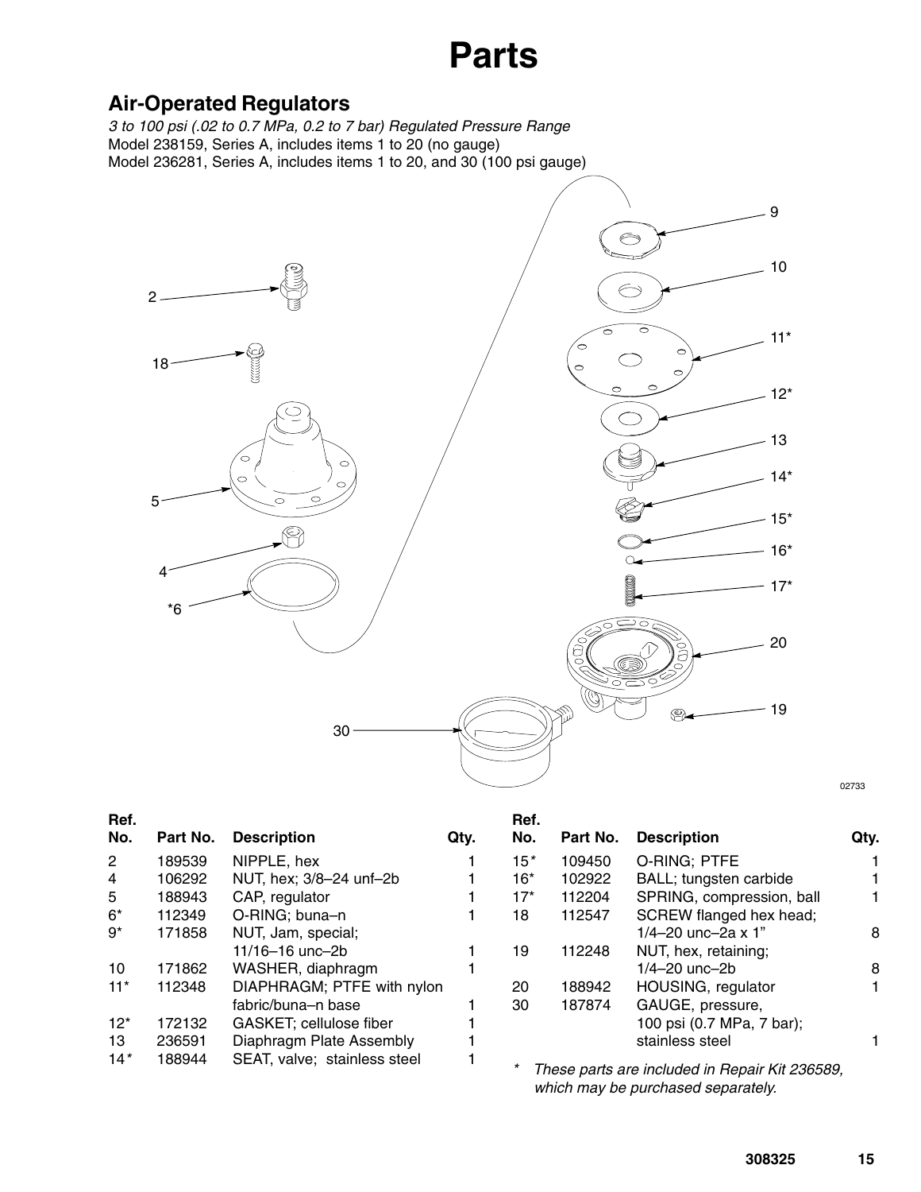# Parts

## Air-Operated Regulators

*3 to 100 psi (.02 to 0.7 MPa, 0.2 to 7 bar) Regulated Pressure Range*

Model 238159, Series A, includes items 1 to 20 (no gauge)

Model 236281, Series A, includes items 1 to 20, and 30 (100 psi gauge)

02733

| Ref. No. | Part No. | Description | Qty. |
|---|---|---|---|
| 2 | 189539 | NIPPLE, hex | 1 |
| 4 | 106292 | NUT, hex; 3/8–24 unf–2b | 1 |
| 5 | 188943 | CAP, regulator | 1 |
| 6* | 112349 | O-RING; buna–n | 1 |
| 9* | 171858 | NUT, Jam, special; 11/16–16 unc–2b | 1 |
| 10 | 171862 | WASHER, diaphragm | 1 |
| 11* | 112348 | DIAPHRAGM; PTFE with nylon fabric/buna–n base | 1 |
| 12* | 172132 | GASKET; cellulose fiber | 1 |
| 13 | 236591 | Diaphragm Plate Assembly | 1 |
| 14* | 188944 | SEAT, valve; stainless steel | 1 |
| 15* | 109450 | O-RING; PTFE | 1 |
| 16* | 102922 | BALL; tungsten carbide | 1 |
| 17* | 112204 | SPRING, compression, ball | 1 |
| 18 | 112547 | SCREW flanged hex head; 1/4–20 unc–2a x 1” | 8 |
| 19 | 112248 | NUT, hex, retaining; 1/4–20 unc–2b | 8 |
| 20 | 188942 | HOUSING, regulator | 1 |
| 30 | 187874 | GAUGE, pressure, 100 psi (0.7 MPa, 7 bar); stainless steel | 1 |

* *These parts are included in Repair Kit 236589, which may be purchased separately.*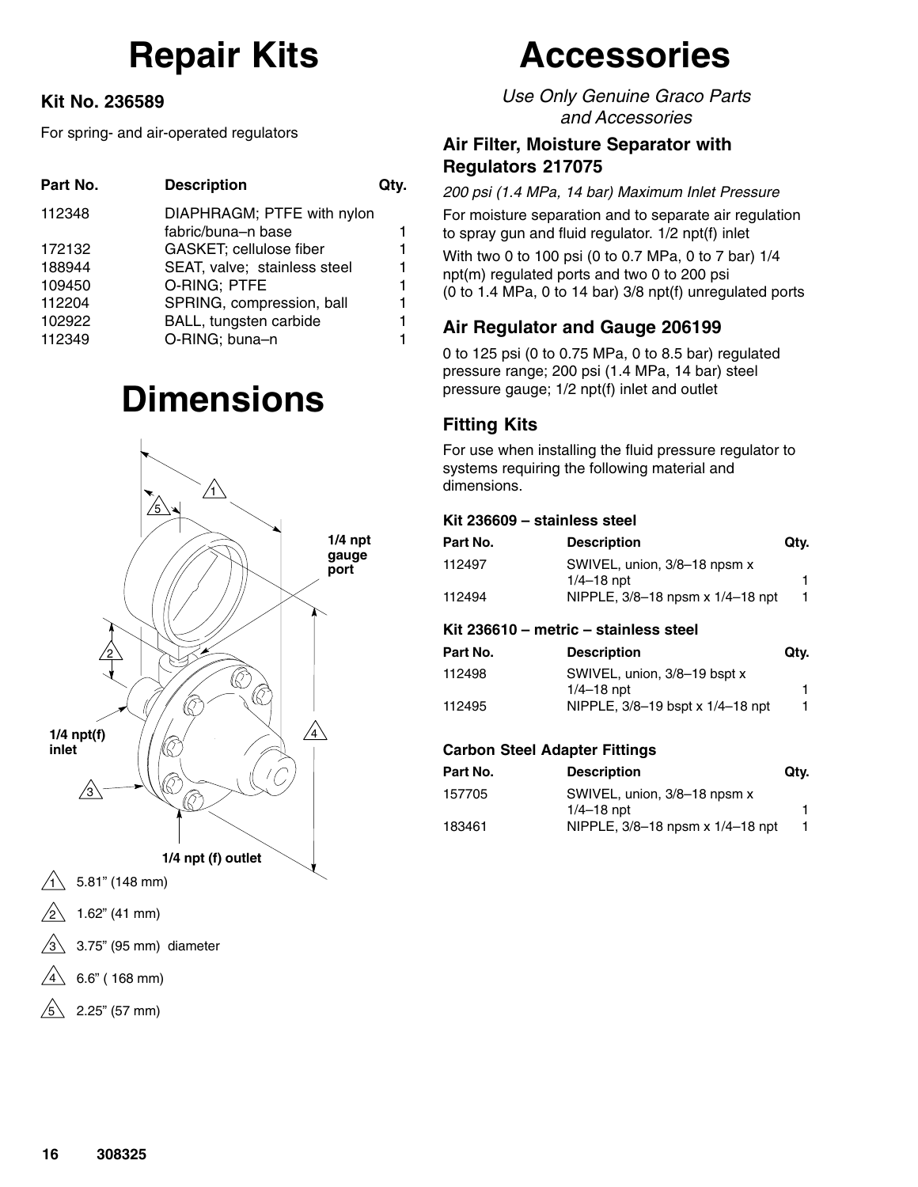# Repair Kits

### Kit No. 236589

For spring- and air-operated regulators

| Part No. | Description | Qty. |
|---|---|---|
| 112348 | DIAPHRAGM; PTFE with nylon fabric/buna–n base | 1 |
| 172132 | GASKET; cellulose fiber | 1 |
| 188944 | SEAT, valve; stainless steel | 1 |
| 109450 | O-RING; PTFE | 1 |
| 112204 | SPRING, compression, ball | 1 |
| 102922 | BALL, tungsten carbide | 1 |
| 112349 | O-RING; buna–n | 1 |

# Dimensions

1/4 npt gauge port

1/4 npt(f) inlet

1/4 npt (f) outlet

1. 5.81" (148 mm)
2. 1.62" (41 mm)
3. 3.75" (95 mm) diameter
4. 6.6" ( 168 mm)
5. 2.25" (57 mm)

# Accessories

*Use Only Genuine Graco Parts and Accessories*

### Air Filter, Moisture Separator with Regulators 217075

*200 psi (1.4 MPa, 14 bar) Maximum Inlet Pressure*

For moisture separation and to separate air regulation to spray gun and fluid regulator. 1/2 npt(f) inlet

With two 0 to 100 psi (0 to 0.7 MPa, 0 to 7 bar) 1/4 npt(m) regulated ports and two 0 to 200 psi (0 to 1.4 MPa, 0 to 14 bar) 3/8 npt(f) unregulated ports

### Air Regulator and Gauge 206199

0 to 125 psi (0 to 0.75 MPa, 0 to 8.5 bar) regulated pressure range; 200 psi (1.4 MPa, 14 bar) steel pressure gauge; 1/2 npt(f) inlet and outlet

### Fitting Kits

For use when installing the fluid pressure regulator to systems requiring the following material and dimensions.

**Kit 236609 – stainless steel**

| Part No. | Description | Qty. |
|---|---|---|
| 112497 | SWIVEL, union, 3/8–18 npsm x 1/4–18 npt | 1 |
| 112494 | NIPPLE, 3/8–18 npsm x 1/4–18 npt | 1 |

**Kit 236610 – metric – stainless steel**

| Part No. | Description | Qty. |
|---|---|---|
| 112498 | SWIVEL, union, 3/8–19 bspt x 1/4–18 npt | 1 |
| 112495 | NIPPLE, 3/8–19 bspt x 1/4–18 npt | 1 |

**Carbon Steel Adapter Fittings**

| Part No. | Description | Qty. |
|---|---|---|
| 157705 | SWIVEL, union, 3/8–18 npsm x 1/4–18 npt | 1 |
| 183461 | NIPPLE, 3/8–18 npsm x 1/4–18 npt | 1 |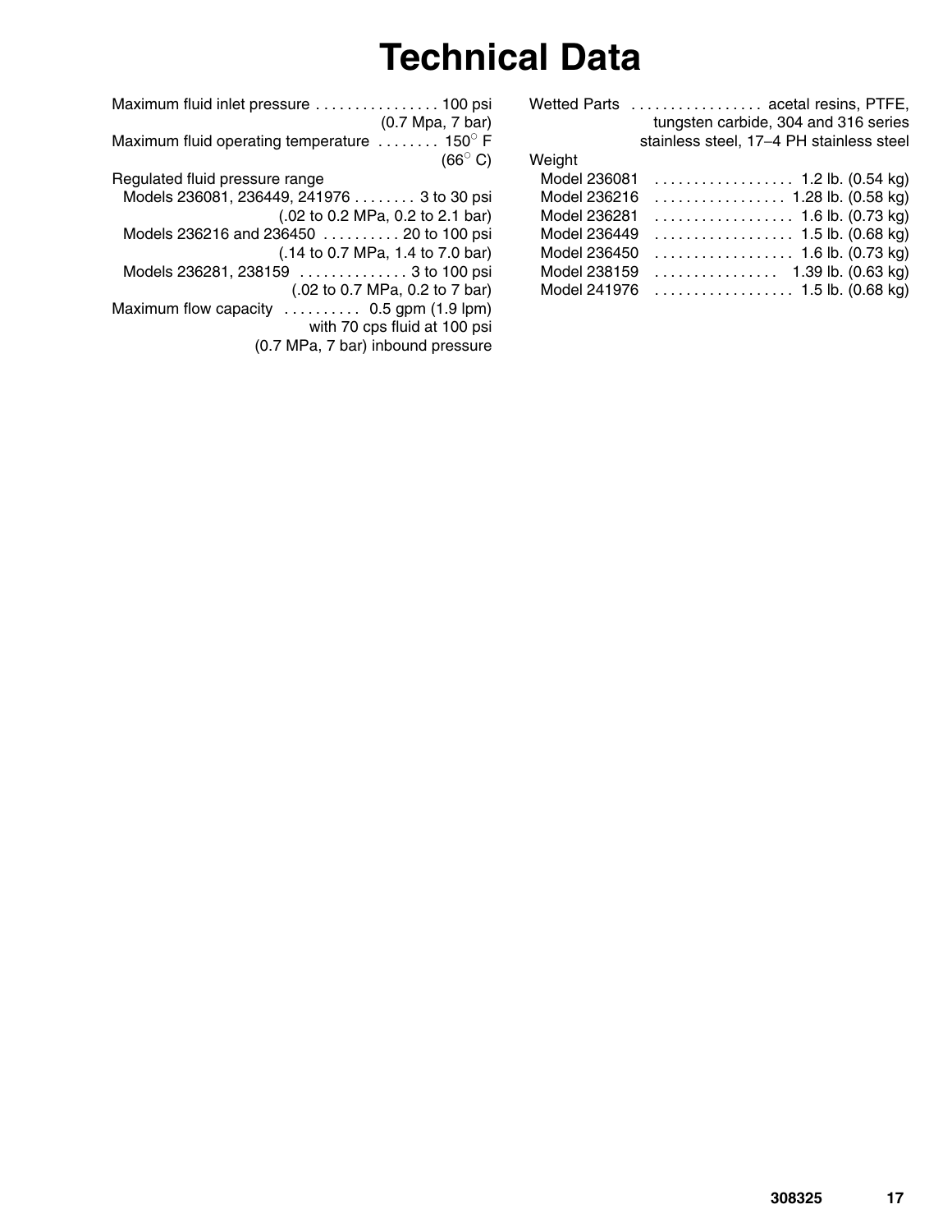# Technical Data

Maximum fluid inlet pressure . . . . . . . . . . . . . . . . 100 psi (0.7 Mpa, 7 bar)

Maximum fluid operating temperature . . . . . . . . 150° F (66° C)

Regulated fluid pressure range

- Models 236081, 236449, 241976 . . . . . . . . 3 to 30 psi (.02 to 0.2 MPa, 0.2 to 2.1 bar)
- Models 236216 and 236450 . . . . . . . . . . 20 to 100 psi (.14 to 0.7 MPa, 1.4 to 7.0 bar)
- Models 236281, 238159 . . . . . . . . . . . . . . 3 to 100 psi (.02 to 0.7 MPa, 0.2 to 7 bar)

Maximum flow capacity . . . . . . . . . . 0.5 gpm (1.9 lpm) with 70 cps fluid at 100 psi (0.7 MPa, 7 bar) inbound pressure

Wetted Parts . . . . . . . . . . . . . . . . . acetal resins, PTFE, tungsten carbide, 304 and 316 series stainless steel, 17–4 PH stainless steel

Weight

- Model 236081 . . . . . . . . . . . . . . . . . . 1.2 lb. (0.54 kg)
- Model 236216 . . . . . . . . . . . . . . . . . 1.28 lb. (0.58 kg)
- Model 236281 . . . . . . . . . . . . . . . . . . 1.6 lb. (0.73 kg)
- Model 236449 . . . . . . . . . . . . . . . . . . 1.5 lb. (0.68 kg)
- Model 236450 . . . . . . . . . . . . . . . . . . 1.6 lb. (0.73 kg)
- Model 238159 . . . . . . . . . . . . . . . . 1.39 lb. (0.63 kg)
- Model 241976 . . . . . . . . . . . . . . . . . . 1.5 lb. (0.68 kg)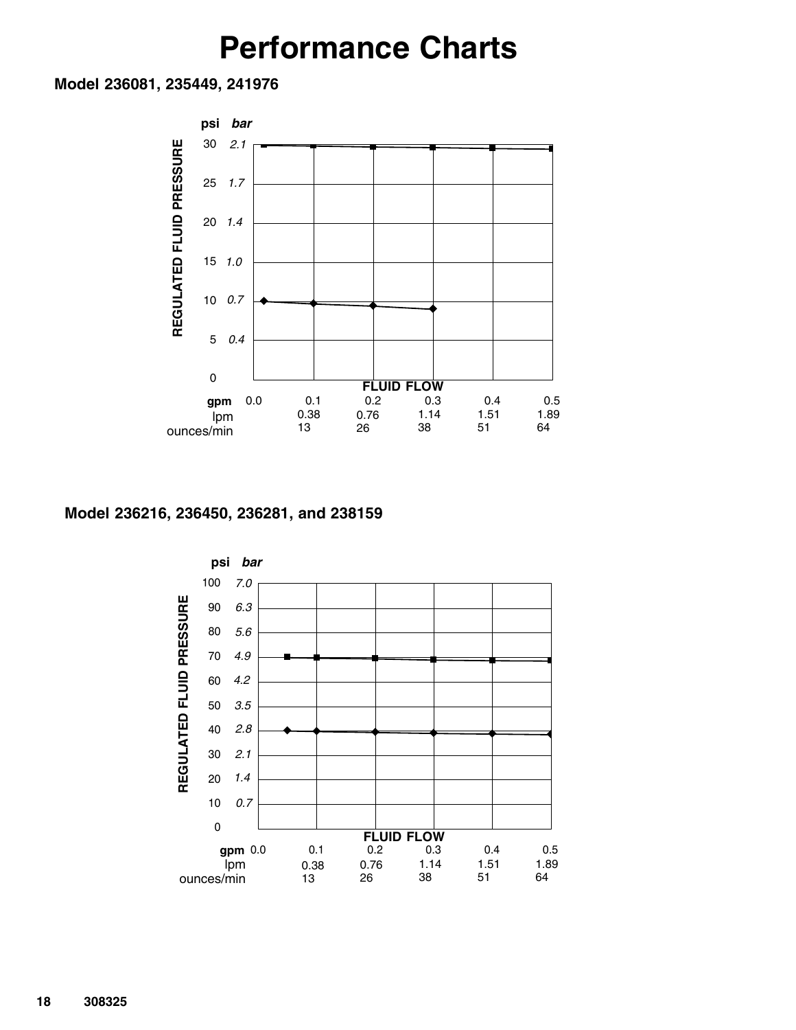# Performance Charts

**Model 236081, 235449, 241976**

**Model 236216, 236450, 236281, and 238159**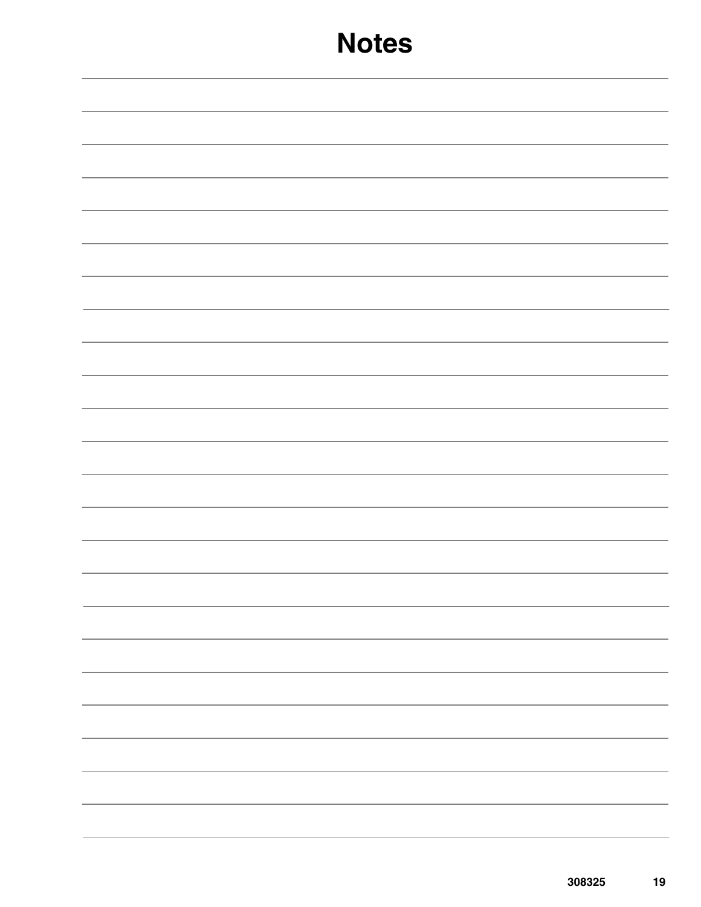# Notes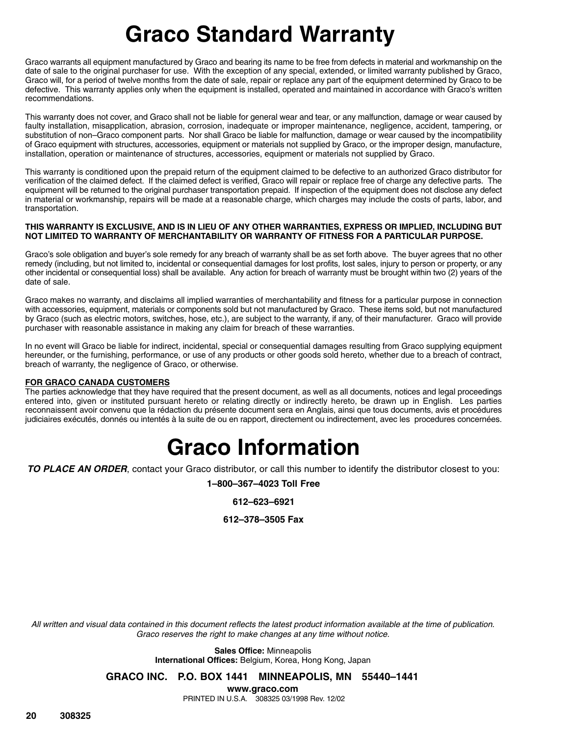# Graco Standard Warranty

Graco warrants all equipment manufactured by Graco and bearing its name to be free from defects in material and workmanship on the date of sale to the original purchaser for use. With the exception of any special, extended, or limited warranty published by Graco, Graco will, for a period of twelve months from the date of sale, repair or replace any part of the equipment determined by Graco to be defective. This warranty applies only when the equipment is installed, operated and maintained in accordance with Graco's written recommendations.

This warranty does not cover, and Graco shall not be liable for general wear and tear, or any malfunction, damage or wear caused by faulty installation, misapplication, abrasion, corrosion, inadequate or improper maintenance, negligence, accident, tampering, or substitution of non–Graco component parts. Nor shall Graco be liable for malfunction, damage or wear caused by the incompatibility of Graco equipment with structures, accessories, equipment or materials not supplied by Graco, or the improper design, manufacture, installation, operation or maintenance of structures, accessories, equipment or materials not supplied by Graco.

This warranty is conditioned upon the prepaid return of the equipment claimed to be defective to an authorized Graco distributor for verification of the claimed defect. If the claimed defect is verified, Graco will repair or replace free of charge any defective parts. The equipment will be returned to the original purchaser transportation prepaid. If inspection of the equipment does not disclose any defect in material or workmanship, repairs will be made at a reasonable charge, which charges may include the costs of parts, labor, and transportation.

**THIS WARRANTY IS EXCLUSIVE, AND IS IN LIEU OF ANY OTHER WARRANTIES, EXPRESS OR IMPLIED, INCLUDING BUT NOT LIMITED TO WARRANTY OF MERCHANTABILITY OR WARRANTY OF FITNESS FOR A PARTICULAR PURPOSE.**

Graco's sole obligation and buyer's sole remedy for any breach of warranty shall be as set forth above. The buyer agrees that no other remedy (including, but not limited to, incidental or consequential damages for lost profits, lost sales, injury to person or property, or any other incidental or consequential loss) shall be available. Any action for breach of warranty must be brought within two (2) years of the date of sale.

Graco makes no warranty, and disclaims all implied warranties of merchantability and fitness for a particular purpose in connection with accessories, equipment, materials or components sold but not manufactured by Graco. These items sold, but not manufactured by Graco (such as electric motors, switches, hose, etc.), are subject to the warranty, if any, of their manufacturer. Graco will provide purchaser with reasonable assistance in making any claim for breach of these warranties.

In no event will Graco be liable for indirect, incidental, special or consequential damages resulting from Graco supplying equipment hereunder, or the furnishing, performance, or use of any products or other goods sold hereto, whether due to a breach of contract, breach of warranty, the negligence of Graco, or otherwise.

**FOR GRACO CANADA CUSTOMERS**

The parties acknowledge that they have required that the present document, as well as all documents, notices and legal proceedings entered into, given or instituted pursuant hereto or relating directly or indirectly hereto, be drawn up in English. Les parties reconnaissent avoir convenu que la rédaction du présente document sera en Anglais, ainsi que tous documents, avis et procédures judiciaires exécutés, donnés ou intentés à la suite de ou en rapport, directement ou indirectement, avec les procedures concernées.

# Graco Information

***TO PLACE AN ORDER***, contact your Graco distributor, or call this number to identify the distributor closest to you:

**1–800–367–4023 Toll Free**

**612–623–6921**

**612–378–3505 Fax**

*All written and visual data contained in this document reflects the latest product information available at the time of publication. Graco reserves the right to make changes at any time without notice.*

**Sales Office:** Minneapolis
**International Offices:** Belgium, Korea, Hong Kong, Japan

**GRACO INC. P.O. BOX 1441 MINNEAPOLIS, MN 55440–1441**

**www.graco.com**

PRINTED IN U.S.A. 308325 03/1998 Rev. 12/02